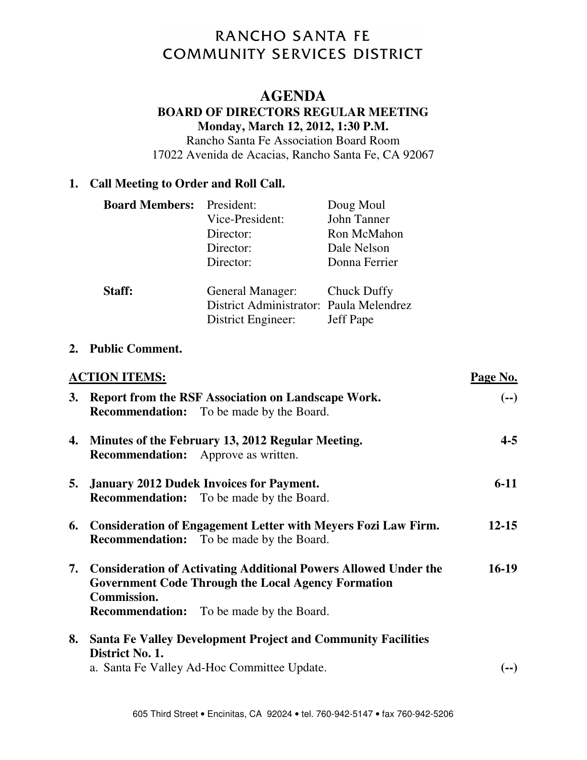# RANCHO SANTA FE COMMUNITY SERVICES DISTRICT

## AGENDA

### BOARD OF DIRECTORS REGULAR MEETING

**Monday, March 12, 2012, 1:30 P.M.**

Rancho Santa Fe Association Board Room
17022 Avenida de Acacias, Rancho Santa Fe, CA 92067

**1. Call Meeting to Order and Roll Call.**

| | | |
|---|---|---|
| **Board Members:** | President: | Doug Moul |
| | Vice-President: | John Tanner |
| | Director: | Ron McMahon |
| | Director: | Dale Nelson |
| | Director: | Donna Ferrier |
| **Staff:** | General Manager: | Chuck Duffy |
| | District Administrator: | Paula Melendrez |
| | District Engineer: | Jeff Pape |

**2. Public Comment.**

| **ACTION ITEMS:** | **Page No.** |
|---|---|
| **3. Report from the RSF Association on Landscape Work.** **Recommendation:** To be made by the Board. | **(--)** |
| **4. Minutes of the February 13, 2012 Regular Meeting.** **Recommendation:** Approve as written. | **4-5** |
| **5. January 2012 Dudek Invoices for Payment.** **Recommendation:** To be made by the Board. | **6-11** |
| **6. Consideration of Engagement Letter with Meyers Fozi Law Firm.** **Recommendation:** To be made by the Board. | **12-15** |
| **7. Consideration of Activating Additional Powers Allowed Under the Government Code Through the Local Agency Formation Commission.** **Recommendation:** To be made by the Board. | **16-19** |
| **8. Santa Fe Valley Development Project and Community Facilities District No. 1.** | |
| a. Santa Fe Valley Ad-Hoc Committee Update. | **(--)** |

605 Third Street • Encinitas, CA 92024 • tel. 760-942-5147 • fax 760-942-5206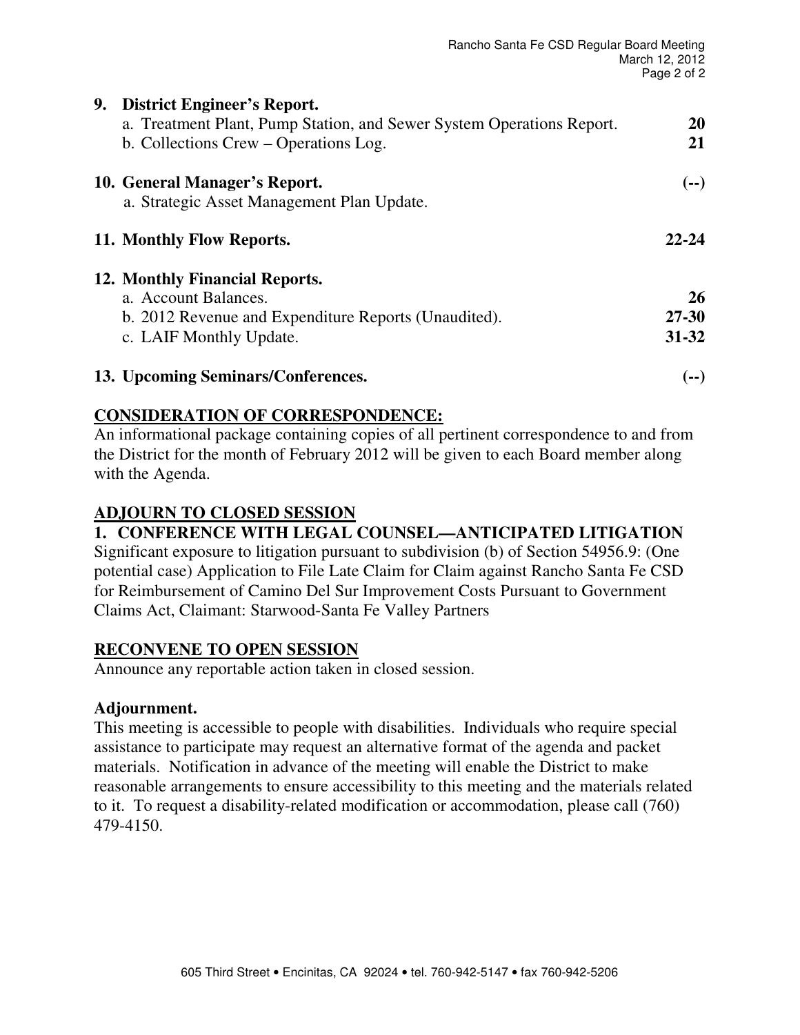**9. District Engineer's Report.**

a. Treatment Plant, Pump Station, and Sewer System Operations Report. **20**
b. Collections Crew – Operations Log. **21**

**10. General Manager's Report.** **(--)**

a. Strategic Asset Management Plan Update.

**11. Monthly Flow Reports.** **22-24**

**12. Monthly Financial Reports.**

a. Account Balances. **26**
b. 2012 Revenue and Expenditure Reports (Unaudited). **27-30**
c. LAIF Monthly Update. **31-32**

**13. Upcoming Seminars/Conferences.** **(--)**

## CONSIDERATION OF CORRESPONDENCE:

An informational package containing copies of all pertinent correspondence to and from the District for the month of February 2012 will be given to each Board member along with the Agenda.

## ADJOURN TO CLOSED SESSION

**1. CONFERENCE WITH LEGAL COUNSEL—ANTICIPATED LITIGATION**

Significant exposure to litigation pursuant to subdivision (b) of Section 54956.9: (One potential case) Application to File Late Claim for Claim against Rancho Santa Fe CSD for Reimbursement of Camino Del Sur Improvement Costs Pursuant to Government Claims Act, Claimant: Starwood-Santa Fe Valley Partners

## RECONVENE TO OPEN SESSION

Announce any reportable action taken in closed session.

**Adjournment.**

This meeting is accessible to people with disabilities. Individuals who require special assistance to participate may request an alternative format of the agenda and packet materials. Notification in advance of the meeting will enable the District to make reasonable arrangements to ensure accessibility to this meeting and the materials related to it. To request a disability-related modification or accommodation, please call (760) 479-4150.

605 Third Street • Encinitas, CA 92024 • tel. 760-942-5147 • fax 760-942-5206